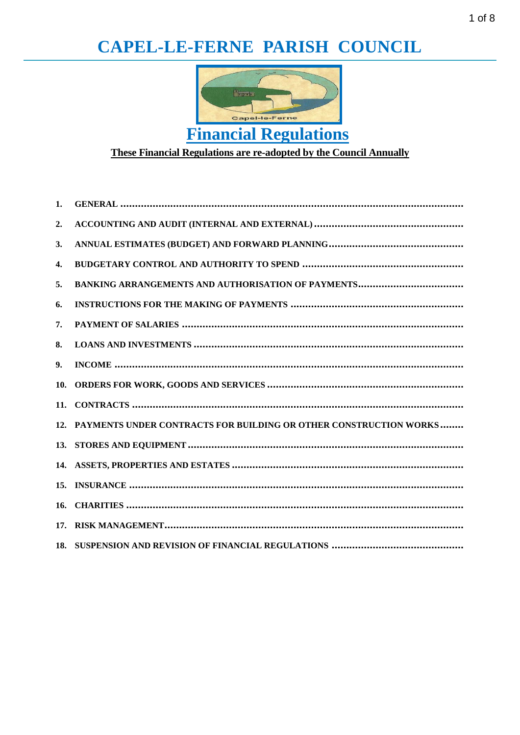# CAPEL-LE-FERNE PARISH COUNCIL

## Financial Regulations

**These Financial Regulations are re-adopted by the Council Annually**

1. **GENERAL**
2. **ACCOUNTING AND AUDIT (INTERNAL AND EXTERNAL)**
3. **ANNUAL ESTIMATES (BUDGET) AND FORWARD PLANNING**
4. **BUDGETARY CONTROL AND AUTHORITY TO SPEND**
5. **BANKING ARRANGEMENTS AND AUTHORISATION OF PAYMENTS**
6. **INSTRUCTIONS FOR THE MAKING OF PAYMENTS**
7. **PAYMENT OF SALARIES**
8. **LOANS AND INVESTMENTS**
9. **INCOME**
10. **ORDERS FOR WORK, GOODS AND SERVICES**
11. **CONTRACTS**
12. **PAYMENTS UNDER CONTRACTS FOR BUILDING OR OTHER CONSTRUCTION WORKS**
13. **STORES AND EQUIPMENT**
14. **ASSETS, PROPERTIES AND ESTATES**
15. **INSURANCE**
16. **CHARITIES**
17. **RISK MANAGEMENT**
18. **SUSPENSION AND REVISION OF FINANCIAL REGULATIONS**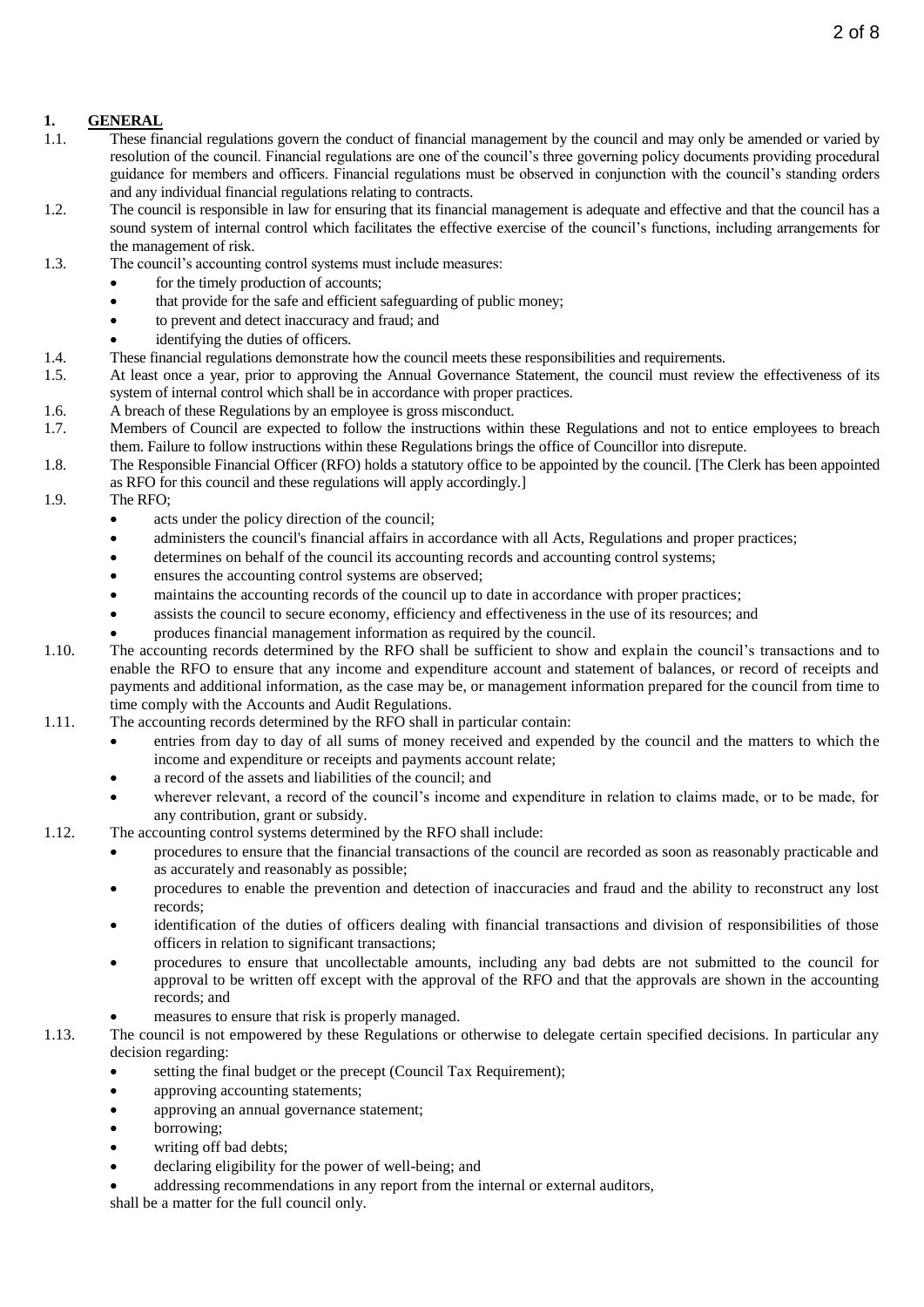## 1. GENERAL

1.1. These financial regulations govern the conduct of financial management by the council and may only be amended or varied by resolution of the council. Financial regulations are one of the council's three governing policy documents providing procedural guidance for members and officers. Financial regulations must be observed in conjunction with the council's standing orders and any individual financial regulations relating to contracts.

1.2. The council is responsible in law for ensuring that its financial management is adequate and effective and that the council has a sound system of internal control which facilitates the effective exercise of the council's functions, including arrangements for the management of risk.

1.3. The council's accounting control systems must include measures:

- for the timely production of accounts;
- that provide for the safe and efficient safeguarding of public money;
- to prevent and detect inaccuracy and fraud; and
- identifying the duties of officers.

1.4. These financial regulations demonstrate how the council meets these responsibilities and requirements.

1.5. At least once a year, prior to approving the Annual Governance Statement, the council must review the effectiveness of its system of internal control which shall be in accordance with proper practices.

1.6. A breach of these Regulations by an employee is gross misconduct.

1.7. Members of Council are expected to follow the instructions within these Regulations and not to entice employees to breach them. Failure to follow instructions within these Regulations brings the office of Councillor into disrepute.

1.8. The Responsible Financial Officer (RFO) holds a statutory office to be appointed by the council. [The Clerk has been appointed as RFO for this council and these regulations will apply accordingly.]

1.9. The RFO;

- acts under the policy direction of the council;
- administers the council's financial affairs in accordance with all Acts, Regulations and proper practices;
- determines on behalf of the council its accounting records and accounting control systems;
- ensures the accounting control systems are observed;
- maintains the accounting records of the council up to date in accordance with proper practices;
- assists the council to secure economy, efficiency and effectiveness in the use of its resources; and
- produces financial management information as required by the council.

1.10. The accounting records determined by the RFO shall be sufficient to show and explain the council's transactions and to enable the RFO to ensure that any income and expenditure account and statement of balances, or record of receipts and payments and additional information, as the case may be, or management information prepared for the council from time to time comply with the Accounts and Audit Regulations.

1.11. The accounting records determined by the RFO shall in particular contain:

- entries from day to day of all sums of money received and expended by the council and the matters to which the income and expenditure or receipts and payments account relate;
- a record of the assets and liabilities of the council; and
- wherever relevant, a record of the council's income and expenditure in relation to claims made, or to be made, for any contribution, grant or subsidy.

1.12. The accounting control systems determined by the RFO shall include:

- procedures to ensure that the financial transactions of the council are recorded as soon as reasonably practicable and as accurately and reasonably as possible;
- procedures to enable the prevention and detection of inaccuracies and fraud and the ability to reconstruct any lost records;
- identification of the duties of officers dealing with financial transactions and division of responsibilities of those officers in relation to significant transactions;
- procedures to ensure that uncollectable amounts, including any bad debts are not submitted to the council for approval to be written off except with the approval of the RFO and that the approvals are shown in the accounting records; and
- measures to ensure that risk is properly managed.

1.13. The council is not empowered by these Regulations or otherwise to delegate certain specified decisions. In particular any decision regarding:

- setting the final budget or the precept (Council Tax Requirement);
- approving accounting statements;
- approving an annual governance statement;
- borrowing;
- writing off bad debts;
- declaring eligibility for the power of well-being; and
- addressing recommendations in any report from the internal or external auditors,

shall be a matter for the full council only.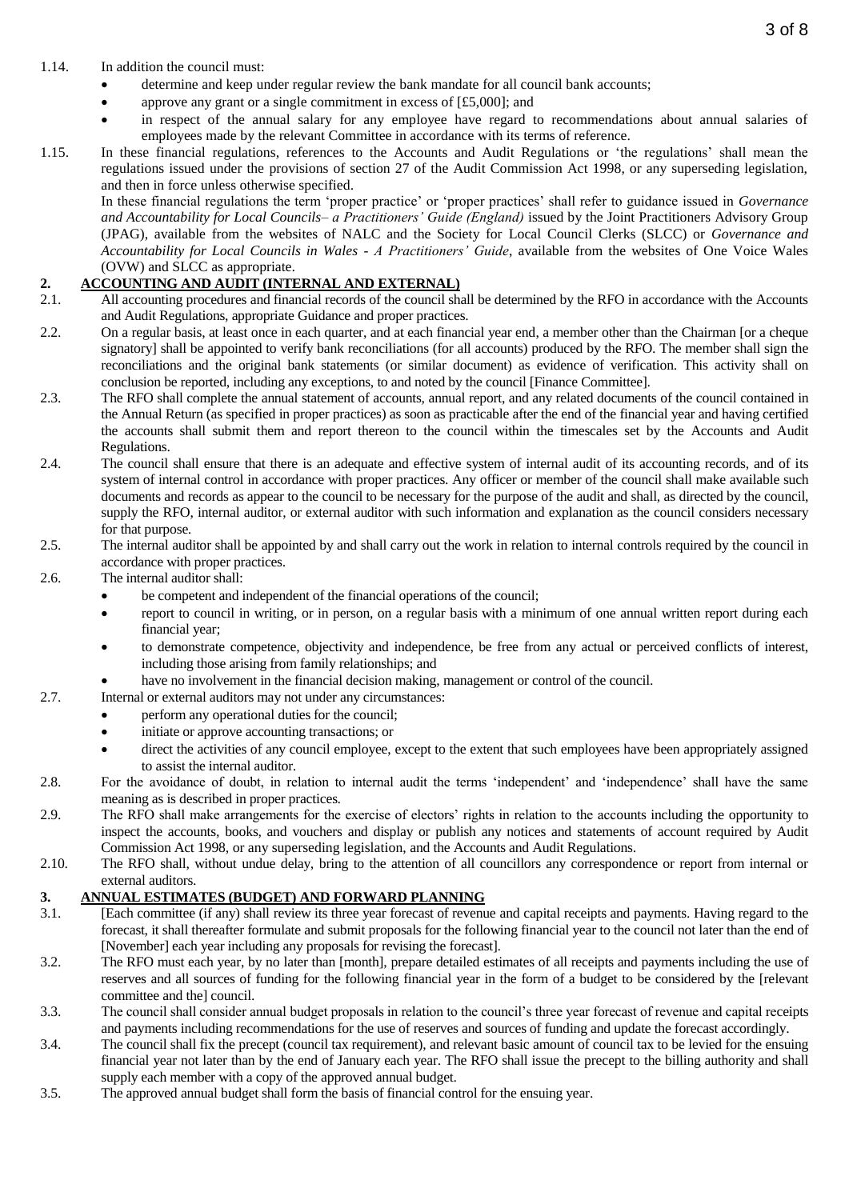1.14. In addition the council must:

- determine and keep under regular review the bank mandate for all council bank accounts;
- approve any grant or a single commitment in excess of [£5,000]; and
- in respect of the annual salary for any employee have regard to recommendations about annual salaries of employees made by the relevant Committee in accordance with its terms of reference.

1.15. In these financial regulations, references to the Accounts and Audit Regulations or 'the regulations' shall mean the regulations issued under the provisions of section 27 of the Audit Commission Act 1998, or any superseding legislation, and then in force unless otherwise specified.

In these financial regulations the term 'proper practice' or 'proper practices' shall refer to guidance issued in *Governance and Accountability for Local Councils– a Practitioners' Guide (England)* issued by the Joint Practitioners Advisory Group (JPAG), available from the websites of NALC and the Society for Local Council Clerks (SLCC) or *Governance and Accountability for Local Councils in Wales - A Practitioners' Guide*, available from the websites of One Voice Wales (OVW) and SLCC as appropriate.

## 2. ACCOUNTING AND AUDIT (INTERNAL AND EXTERNAL)

2.1. All accounting procedures and financial records of the council shall be determined by the RFO in accordance with the Accounts and Audit Regulations, appropriate Guidance and proper practices.

2.2. On a regular basis, at least once in each quarter, and at each financial year end, a member other than the Chairman [or a cheque signatory] shall be appointed to verify bank reconciliations (for all accounts) produced by the RFO. The member shall sign the reconciliations and the original bank statements (or similar document) as evidence of verification. This activity shall on conclusion be reported, including any exceptions, to and noted by the council [Finance Committee].

2.3. The RFO shall complete the annual statement of accounts, annual report, and any related documents of the council contained in the Annual Return (as specified in proper practices) as soon as practicable after the end of the financial year and having certified the accounts shall submit them and report thereon to the council within the timescales set by the Accounts and Audit Regulations.

2.4. The council shall ensure that there is an adequate and effective system of internal audit of its accounting records, and of its system of internal control in accordance with proper practices. Any officer or member of the council shall make available such documents and records as appear to the council to be necessary for the purpose of the audit and shall, as directed by the council, supply the RFO, internal auditor, or external auditor with such information and explanation as the council considers necessary for that purpose.

2.5. The internal auditor shall be appointed by and shall carry out the work in relation to internal controls required by the council in accordance with proper practices.

2.6. The internal auditor shall:

- be competent and independent of the financial operations of the council;
- report to council in writing, or in person, on a regular basis with a minimum of one annual written report during each financial year;
- to demonstrate competence, objectivity and independence, be free from any actual or perceived conflicts of interest, including those arising from family relationships; and
- have no involvement in the financial decision making, management or control of the council.

2.7. Internal or external auditors may not under any circumstances:

- perform any operational duties for the council;
- initiate or approve accounting transactions; or
- direct the activities of any council employee, except to the extent that such employees have been appropriately assigned to assist the internal auditor.

2.8. For the avoidance of doubt, in relation to internal audit the terms 'independent' and 'independence' shall have the same meaning as is described in proper practices.

2.9. The RFO shall make arrangements for the exercise of electors' rights in relation to the accounts including the opportunity to inspect the accounts, books, and vouchers and display or publish any notices and statements of account required by Audit Commission Act 1998, or any superseding legislation, and the Accounts and Audit Regulations.

2.10. The RFO shall, without undue delay, bring to the attention of all councillors any correspondence or report from internal or external auditors.

## 3. ANNUAL ESTIMATES (BUDGET) AND FORWARD PLANNING

3.1. [Each committee (if any) shall review its three year forecast of revenue and capital receipts and payments. Having regard to the forecast, it shall thereafter formulate and submit proposals for the following financial year to the council not later than the end of [November] each year including any proposals for revising the forecast].

3.2. The RFO must each year, by no later than [month], prepare detailed estimates of all receipts and payments including the use of reserves and all sources of funding for the following financial year in the form of a budget to be considered by the [relevant committee and the] council.

3.3. The council shall consider annual budget proposals in relation to the council's three year forecast of revenue and capital receipts and payments including recommendations for the use of reserves and sources of funding and update the forecast accordingly.

3.4. The council shall fix the precept (council tax requirement), and relevant basic amount of council tax to be levied for the ensuing financial year not later than by the end of January each year. The RFO shall issue the precept to the billing authority and shall supply each member with a copy of the approved annual budget.

3.5. The approved annual budget shall form the basis of financial control for the ensuing year.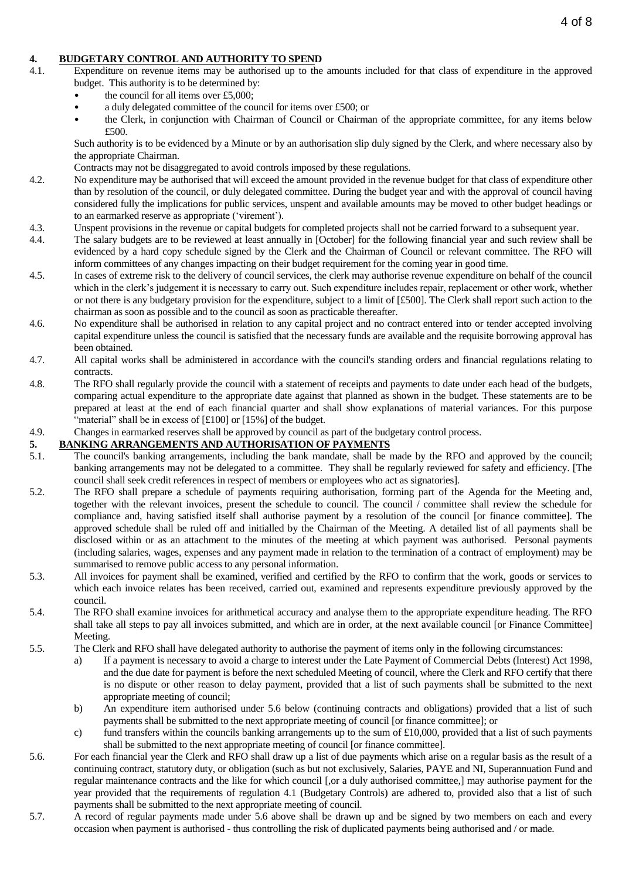## 4. BUDGETARY CONTROL AND AUTHORITY TO SPEND

4.1. Expenditure on revenue items may be authorised up to the amounts included for that class of expenditure in the approved budget. This authority is to be determined by:

- the council for all items over £5,000;
- a duly delegated committee of the council for items over £500; or
- the Clerk, in conjunction with Chairman of Council or Chairman of the appropriate committee, for any items below £500.

Such authority is to be evidenced by a Minute or by an authorisation slip duly signed by the Clerk, and where necessary also by the appropriate Chairman.

Contracts may not be disaggregated to avoid controls imposed by these regulations.

4.2. No expenditure may be authorised that will exceed the amount provided in the revenue budget for that class of expenditure other than by resolution of the council, or duly delegated committee. During the budget year and with the approval of council having considered fully the implications for public services, unspent and available amounts may be moved to other budget headings or to an earmarked reserve as appropriate ('virement').

4.3. Unspent provisions in the revenue or capital budgets for completed projects shall not be carried forward to a subsequent year.

4.4. The salary budgets are to be reviewed at least annually in [October] for the following financial year and such review shall be evidenced by a hard copy schedule signed by the Clerk and the Chairman of Council or relevant committee. The RFO will inform committees of any changes impacting on their budget requirement for the coming year in good time.

4.5. In cases of extreme risk to the delivery of council services, the clerk may authorise revenue expenditure on behalf of the council which in the clerk's judgement it is necessary to carry out. Such expenditure includes repair, replacement or other work, whether or not there is any budgetary provision for the expenditure, subject to a limit of [£500]. The Clerk shall report such action to the chairman as soon as possible and to the council as soon as practicable thereafter.

4.6. No expenditure shall be authorised in relation to any capital project and no contract entered into or tender accepted involving capital expenditure unless the council is satisfied that the necessary funds are available and the requisite borrowing approval has been obtained.

4.7. All capital works shall be administered in accordance with the council's standing orders and financial regulations relating to contracts.

4.8. The RFO shall regularly provide the council with a statement of receipts and payments to date under each head of the budgets, comparing actual expenditure to the appropriate date against that planned as shown in the budget. These statements are to be prepared at least at the end of each financial quarter and shall show explanations of material variances. For this purpose "material" shall be in excess of [£100] or [15%] of the budget.

4.9. Changes in earmarked reserves shall be approved by council as part of the budgetary control process.

## 5. BANKING ARRANGEMENTS AND AUTHORISATION OF PAYMENTS

5.1. The council's banking arrangements, including the bank mandate, shall be made by the RFO and approved by the council; banking arrangements may not be delegated to a committee. They shall be regularly reviewed for safety and efficiency. [The council shall seek credit references in respect of members or employees who act as signatories].

5.2. The RFO shall prepare a schedule of payments requiring authorisation, forming part of the Agenda for the Meeting and, together with the relevant invoices, present the schedule to council. The council / committee shall review the schedule for compliance and, having satisfied itself shall authorise payment by a resolution of the council [or finance committee]. The approved schedule shall be ruled off and initialled by the Chairman of the Meeting. A detailed list of all payments shall be disclosed within or as an attachment to the minutes of the meeting at which payment was authorised. Personal payments (including salaries, wages, expenses and any payment made in relation to the termination of a contract of employment) may be summarised to remove public access to any personal information.

5.3. All invoices for payment shall be examined, verified and certified by the RFO to confirm that the work, goods or services to which each invoice relates has been received, carried out, examined and represents expenditure previously approved by the council.

5.4. The RFO shall examine invoices for arithmetical accuracy and analyse them to the appropriate expenditure heading. The RFO shall take all steps to pay all invoices submitted, and which are in order, at the next available council [or Finance Committee] Meeting.

5.5. The Clerk and RFO shall have delegated authority to authorise the payment of items only in the following circumstances:

a) If a payment is necessary to avoid a charge to interest under the Late Payment of Commercial Debts (Interest) Act 1998, and the due date for payment is before the next scheduled Meeting of council, where the Clerk and RFO certify that there is no dispute or other reason to delay payment, provided that a list of such payments shall be submitted to the next appropriate meeting of council;

b) An expenditure item authorised under 5.6 below (continuing contracts and obligations) provided that a list of such payments shall be submitted to the next appropriate meeting of council [or finance committee]; or

c) fund transfers within the councils banking arrangements up to the sum of £10,000, provided that a list of such payments shall be submitted to the next appropriate meeting of council [or finance committee].

5.6. For each financial year the Clerk and RFO shall draw up a list of due payments which arise on a regular basis as the result of a continuing contract, statutory duty, or obligation (such as but not exclusively, Salaries, PAYE and NI, Superannuation Fund and regular maintenance contracts and the like for which council [,or a duly authorised committee,] may authorise payment for the year provided that the requirements of regulation 4.1 (Budgetary Controls) are adhered to, provided also that a list of such payments shall be submitted to the next appropriate meeting of council.

5.7. A record of regular payments made under 5.6 above shall be drawn up and be signed by two members on each and every occasion when payment is authorised - thus controlling the risk of duplicated payments being authorised and / or made.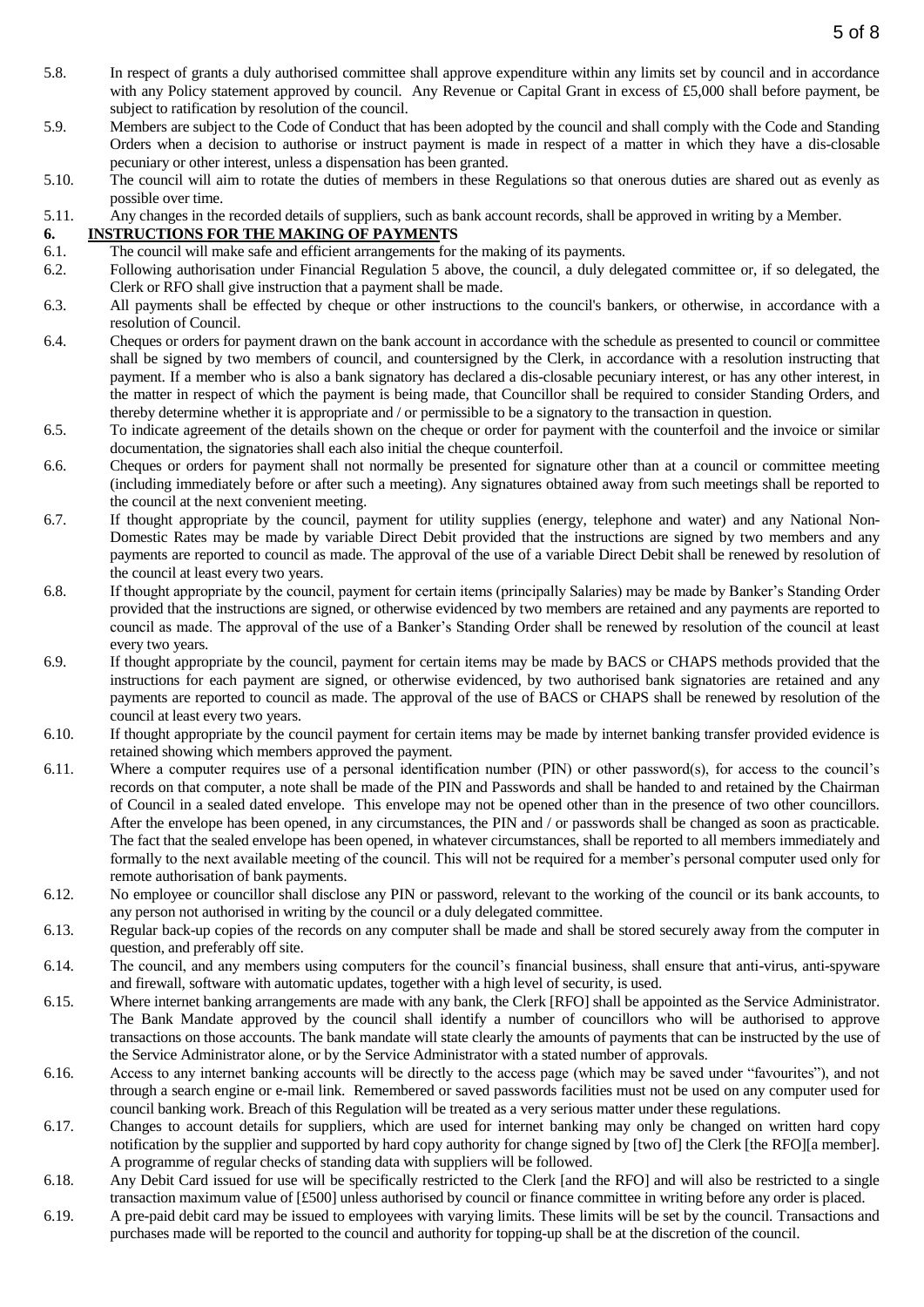5.8. In respect of grants a duly authorised committee shall approve expenditure within any limits set by council and in accordance with any Policy statement approved by council. Any Revenue or Capital Grant in excess of £5,000 shall before payment, be subject to ratification by resolution of the council.

5.9. Members are subject to the Code of Conduct that has been adopted by the council and shall comply with the Code and Standing Orders when a decision to authorise or instruct payment is made in respect of a matter in which they have a dis-closable pecuniary or other interest, unless a dispensation has been granted.

5.10. The council will aim to rotate the duties of members in these Regulations so that onerous duties are shared out as evenly as possible over time.

5.11. Any changes in the recorded details of suppliers, such as bank account records, shall be approved in writing by a Member.

## 6. INSTRUCTIONS FOR THE MAKING OF PAYMENTS

6.1. The council will make safe and efficient arrangements for the making of its payments.

6.2. Following authorisation under Financial Regulation 5 above, the council, a duly delegated committee or, if so delegated, the Clerk or RFO shall give instruction that a payment shall be made.

6.3. All payments shall be effected by cheque or other instructions to the council's bankers, or otherwise, in accordance with a resolution of Council.

6.4. Cheques or orders for payment drawn on the bank account in accordance with the schedule as presented to council or committee shall be signed by two members of council, and countersigned by the Clerk, in accordance with a resolution instructing that payment. If a member who is also a bank signatory has declared a dis-closable pecuniary interest, or has any other interest, in the matter in respect of which the payment is being made, that Councillor shall be required to consider Standing Orders, and thereby determine whether it is appropriate and / or permissible to be a signatory to the transaction in question.

6.5. To indicate agreement of the details shown on the cheque or order for payment with the counterfoil and the invoice or similar documentation, the signatories shall each also initial the cheque counterfoil.

6.6. Cheques or orders for payment shall not normally be presented for signature other than at a council or committee meeting (including immediately before or after such a meeting). Any signatures obtained away from such meetings shall be reported to the council at the next convenient meeting.

6.7. If thought appropriate by the council, payment for utility supplies (energy, telephone and water) and any National Non-Domestic Rates may be made by variable Direct Debit provided that the instructions are signed by two members and any payments are reported to council as made. The approval of the use of a variable Direct Debit shall be renewed by resolution of the council at least every two years.

6.8. If thought appropriate by the council, payment for certain items (principally Salaries) may be made by Banker's Standing Order provided that the instructions are signed, or otherwise evidenced by two members are retained and any payments are reported to council as made. The approval of the use of a Banker's Standing Order shall be renewed by resolution of the council at least every two years.

6.9. If thought appropriate by the council, payment for certain items may be made by BACS or CHAPS methods provided that the instructions for each payment are signed, or otherwise evidenced, by two authorised bank signatories are retained and any payments are reported to council as made. The approval of the use of BACS or CHAPS shall be renewed by resolution of the council at least every two years.

6.10. If thought appropriate by the council payment for certain items may be made by internet banking transfer provided evidence is retained showing which members approved the payment.

6.11. Where a computer requires use of a personal identification number (PIN) or other password(s), for access to the council's records on that computer, a note shall be made of the PIN and Passwords and shall be handed to and retained by the Chairman of Council in a sealed dated envelope. This envelope may not be opened other than in the presence of two other councillors. After the envelope has been opened, in any circumstances, the PIN and / or passwords shall be changed as soon as practicable. The fact that the sealed envelope has been opened, in whatever circumstances, shall be reported to all members immediately and formally to the next available meeting of the council. This will not be required for a member's personal computer used only for remote authorisation of bank payments.

6.12. No employee or councillor shall disclose any PIN or password, relevant to the working of the council or its bank accounts, to any person not authorised in writing by the council or a duly delegated committee.

6.13. Regular back-up copies of the records on any computer shall be made and shall be stored securely away from the computer in question, and preferably off site.

6.14. The council, and any members using computers for the council's financial business, shall ensure that anti-virus, anti-spyware and firewall, software with automatic updates, together with a high level of security, is used.

6.15. Where internet banking arrangements are made with any bank, the Clerk [RFO] shall be appointed as the Service Administrator. The Bank Mandate approved by the council shall identify a number of councillors who will be authorised to approve transactions on those accounts. The bank mandate will state clearly the amounts of payments that can be instructed by the use of the Service Administrator alone, or by the Service Administrator with a stated number of approvals.

6.16. Access to any internet banking accounts will be directly to the access page (which may be saved under "favourites"), and not through a search engine or e-mail link. Remembered or saved passwords facilities must not be used on any computer used for council banking work. Breach of this Regulation will be treated as a very serious matter under these regulations.

6.17. Changes to account details for suppliers, which are used for internet banking may only be changed on written hard copy notification by the supplier and supported by hard copy authority for change signed by [two of] the Clerk [the RFO][a member]. A programme of regular checks of standing data with suppliers will be followed.

6.18. Any Debit Card issued for use will be specifically restricted to the Clerk [and the RFO] and will also be restricted to a single transaction maximum value of [£500] unless authorised by council or finance committee in writing before any order is placed.

6.19. A pre-paid debit card may be issued to employees with varying limits. These limits will be set by the council. Transactions and purchases made will be reported to the council and authority for topping-up shall be at the discretion of the council.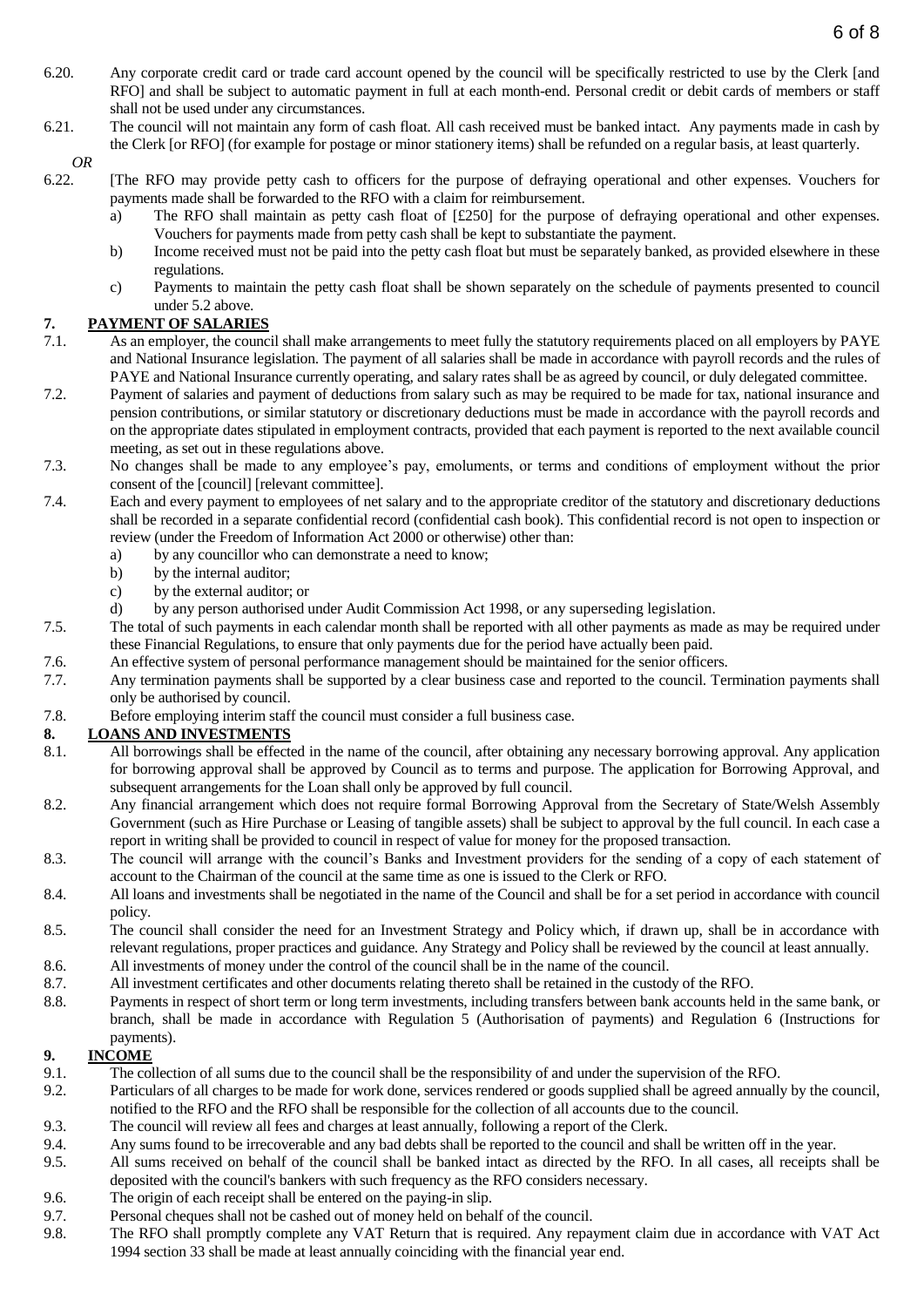6.20. Any corporate credit card or trade card account opened by the council will be specifically restricted to use by the Clerk [and RFO] and shall be subject to automatic payment in full at each month-end. Personal credit or debit cards of members or staff shall not be used under any circumstances.

6.21. The council will not maintain any form of cash float. All cash received must be banked intact. Any payments made in cash by the Clerk [or RFO] (for example for postage or minor stationery items) shall be refunded on a regular basis, at least quarterly.

*OR*

6.22. [The RFO may provide petty cash to officers for the purpose of defraying operational and other expenses. Vouchers for payments made shall be forwarded to the RFO with a claim for reimbursement.

a) The RFO shall maintain as petty cash float of [£250] for the purpose of defraying operational and other expenses. Vouchers for payments made from petty cash shall be kept to substantiate the payment.

b) Income received must not be paid into the petty cash float but must be separately banked, as provided elsewhere in these regulations.

c) Payments to maintain the petty cash float shall be shown separately on the schedule of payments presented to council under 5.2 above.

## 7. PAYMENT OF SALARIES

7.1. As an employer, the council shall make arrangements to meet fully the statutory requirements placed on all employers by PAYE and National Insurance legislation. The payment of all salaries shall be made in accordance with payroll records and the rules of PAYE and National Insurance currently operating, and salary rates shall be as agreed by council, or duly delegated committee.

7.2. Payment of salaries and payment of deductions from salary such as may be required to be made for tax, national insurance and pension contributions, or similar statutory or discretionary deductions must be made in accordance with the payroll records and on the appropriate dates stipulated in employment contracts, provided that each payment is reported to the next available council meeting, as set out in these regulations above.

7.3. No changes shall be made to any employee's pay, emoluments, or terms and conditions of employment without the prior consent of the [council] [relevant committee].

7.4. Each and every payment to employees of net salary and to the appropriate creditor of the statutory and discretionary deductions shall be recorded in a separate confidential record (confidential cash book). This confidential record is not open to inspection or review (under the Freedom of Information Act 2000 or otherwise) other than:

a) by any councillor who can demonstrate a need to know;

b) by the internal auditor;

c) by the external auditor; or

d) by any person authorised under Audit Commission Act 1998, or any superseding legislation.

7.5. The total of such payments in each calendar month shall be reported with all other payments as made as may be required under these Financial Regulations, to ensure that only payments due for the period have actually been paid.

7.6. An effective system of personal performance management should be maintained for the senior officers.

7.7. Any termination payments shall be supported by a clear business case and reported to the council. Termination payments shall only be authorised by council.

7.8. Before employing interim staff the council must consider a full business case.

## 8. LOANS AND INVESTMENTS

8.1. All borrowings shall be effected in the name of the council, after obtaining any necessary borrowing approval. Any application for borrowing approval shall be approved by Council as to terms and purpose. The application for Borrowing Approval, and subsequent arrangements for the Loan shall only be approved by full council.

8.2. Any financial arrangement which does not require formal Borrowing Approval from the Secretary of State/Welsh Assembly Government (such as Hire Purchase or Leasing of tangible assets) shall be subject to approval by the full council. In each case a report in writing shall be provided to council in respect of value for money for the proposed transaction.

8.3. The council will arrange with the council's Banks and Investment providers for the sending of a copy of each statement of account to the Chairman of the council at the same time as one is issued to the Clerk or RFO.

8.4. All loans and investments shall be negotiated in the name of the Council and shall be for a set period in accordance with council policy.

8.5. The council shall consider the need for an Investment Strategy and Policy which, if drawn up, shall be in accordance with relevant regulations, proper practices and guidance. Any Strategy and Policy shall be reviewed by the council at least annually.

8.6. All investments of money under the control of the council shall be in the name of the council.

8.7. All investment certificates and other documents relating thereto shall be retained in the custody of the RFO.

8.8. Payments in respect of short term or long term investments, including transfers between bank accounts held in the same bank, or branch, shall be made in accordance with Regulation 5 (Authorisation of payments) and Regulation 6 (Instructions for payments).

## 9. INCOME

9.1. The collection of all sums due to the council shall be the responsibility of and under the supervision of the RFO.

9.2. Particulars of all charges to be made for work done, services rendered or goods supplied shall be agreed annually by the council, notified to the RFO and the RFO shall be responsible for the collection of all accounts due to the council.

9.3. The council will review all fees and charges at least annually, following a report of the Clerk.

9.4. Any sums found to be irrecoverable and any bad debts shall be reported to the council and shall be written off in the year.

9.5. All sums received on behalf of the council shall be banked intact as directed by the RFO. In all cases, all receipts shall be deposited with the council's bankers with such frequency as the RFO considers necessary.

9.6. The origin of each receipt shall be entered on the paying-in slip.

9.7. Personal cheques shall not be cashed out of money held on behalf of the council.

9.8. The RFO shall promptly complete any VAT Return that is required. Any repayment claim due in accordance with VAT Act 1994 section 33 shall be made at least annually coinciding with the financial year end.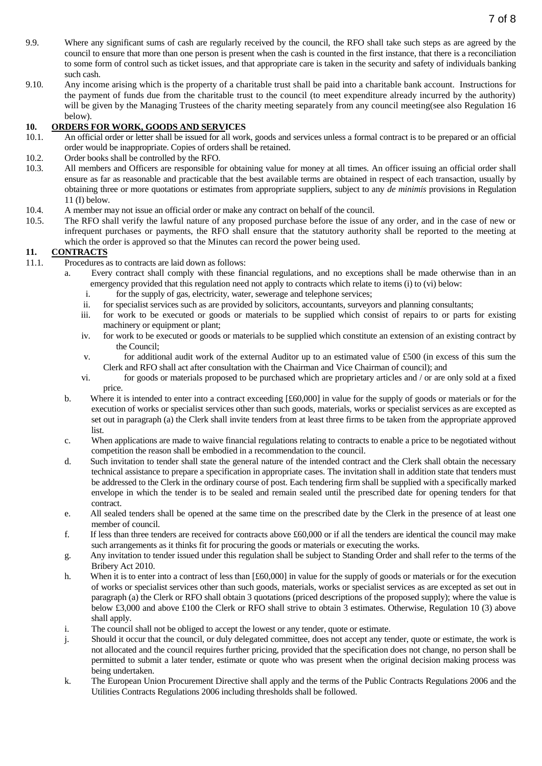9.9. Where any significant sums of cash are regularly received by the council, the RFO shall take such steps as are agreed by the council to ensure that more than one person is present when the cash is counted in the first instance, that there is a reconciliation to some form of control such as ticket issues, and that appropriate care is taken in the security and safety of individuals banking such cash.

9.10. Any income arising which is the property of a charitable trust shall be paid into a charitable bank account. Instructions for the payment of funds due from the charitable trust to the council (to meet expenditure already incurred by the authority) will be given by the Managing Trustees of the charity meeting separately from any council meeting(see also Regulation 16 below).

## 10. ORDERS FOR WORK, GOODS AND SERVICES

10.1. An official order or letter shall be issued for all work, goods and services unless a formal contract is to be prepared or an official order would be inappropriate. Copies of orders shall be retained.

10.2. Order books shall be controlled by the RFO.

10.3. All members and Officers are responsible for obtaining value for money at all times. An officer issuing an official order shall ensure as far as reasonable and practicable that the best available terms are obtained in respect of each transaction, usually by obtaining three or more quotations or estimates from appropriate suppliers, subject to any *de minimis* provisions in Regulation 11 (I) below.

10.4. A member may not issue an official order or make any contract on behalf of the council.

10.5. The RFO shall verify the lawful nature of any proposed purchase before the issue of any order, and in the case of new or infrequent purchases or payments, the RFO shall ensure that the statutory authority shall be reported to the meeting at which the order is approved so that the Minutes can record the power being used.

## 11. CONTRACTS

11.1. Procedures as to contracts are laid down as follows:

a. Every contract shall comply with these financial regulations, and no exceptions shall be made otherwise than in an emergency provided that this regulation need not apply to contracts which relate to items (i) to (vi) below:
   - i. for the supply of gas, electricity, water, sewerage and telephone services;
   - ii. for specialist services such as are provided by solicitors, accountants, surveyors and planning consultants;
   - iii. for work to be executed or goods or materials to be supplied which consist of repairs to or parts for existing machinery or equipment or plant;
   - iv. for work to be executed or goods or materials to be supplied which constitute an extension of an existing contract by the Council;
   - v. for additional audit work of the external Auditor up to an estimated value of £500 (in excess of this sum the Clerk and RFO shall act after consultation with the Chairman and Vice Chairman of council); and
   - vi. for goods or materials proposed to be purchased which are proprietary articles and / or are only sold at a fixed price.

b. Where it is intended to enter into a contract exceeding [£60,000] in value for the supply of goods or materials or for the execution of works or specialist services other than such goods, materials, works or specialist services as are excepted as set out in paragraph (a) the Clerk shall invite tenders from at least three firms to be taken from the appropriate approved list.

c. When applications are made to waive financial regulations relating to contracts to enable a price to be negotiated without competition the reason shall be embodied in a recommendation to the council.

d. Such invitation to tender shall state the general nature of the intended contract and the Clerk shall obtain the necessary technical assistance to prepare a specification in appropriate cases. The invitation shall in addition state that tenders must be addressed to the Clerk in the ordinary course of post. Each tendering firm shall be supplied with a specifically marked envelope in which the tender is to be sealed and remain sealed until the prescribed date for opening tenders for that contract.

e. All sealed tenders shall be opened at the same time on the prescribed date by the Clerk in the presence of at least one member of council.

f. If less than three tenders are received for contracts above £60,000 or if all the tenders are identical the council may make such arrangements as it thinks fit for procuring the goods or materials or executing the works.

g. Any invitation to tender issued under this regulation shall be subject to Standing Order and shall refer to the terms of the Bribery Act 2010.

h. When it is to enter into a contract of less than [£60,000] in value for the supply of goods or materials or for the execution of works or specialist services other than such goods, materials, works or specialist services as are excepted as set out in paragraph (a) the Clerk or RFO shall obtain 3 quotations (priced descriptions of the proposed supply); where the value is below £3,000 and above £100 the Clerk or RFO shall strive to obtain 3 estimates. Otherwise, Regulation 10 (3) above shall apply.

i. The council shall not be obliged to accept the lowest or any tender, quote or estimate.

j. Should it occur that the council, or duly delegated committee, does not accept any tender, quote or estimate, the work is not allocated and the council requires further pricing, provided that the specification does not change, no person shall be permitted to submit a later tender, estimate or quote who was present when the original decision making process was being undertaken.

k. The European Union Procurement Directive shall apply and the terms of the Public Contracts Regulations 2006 and the Utilities Contracts Regulations 2006 including thresholds shall be followed.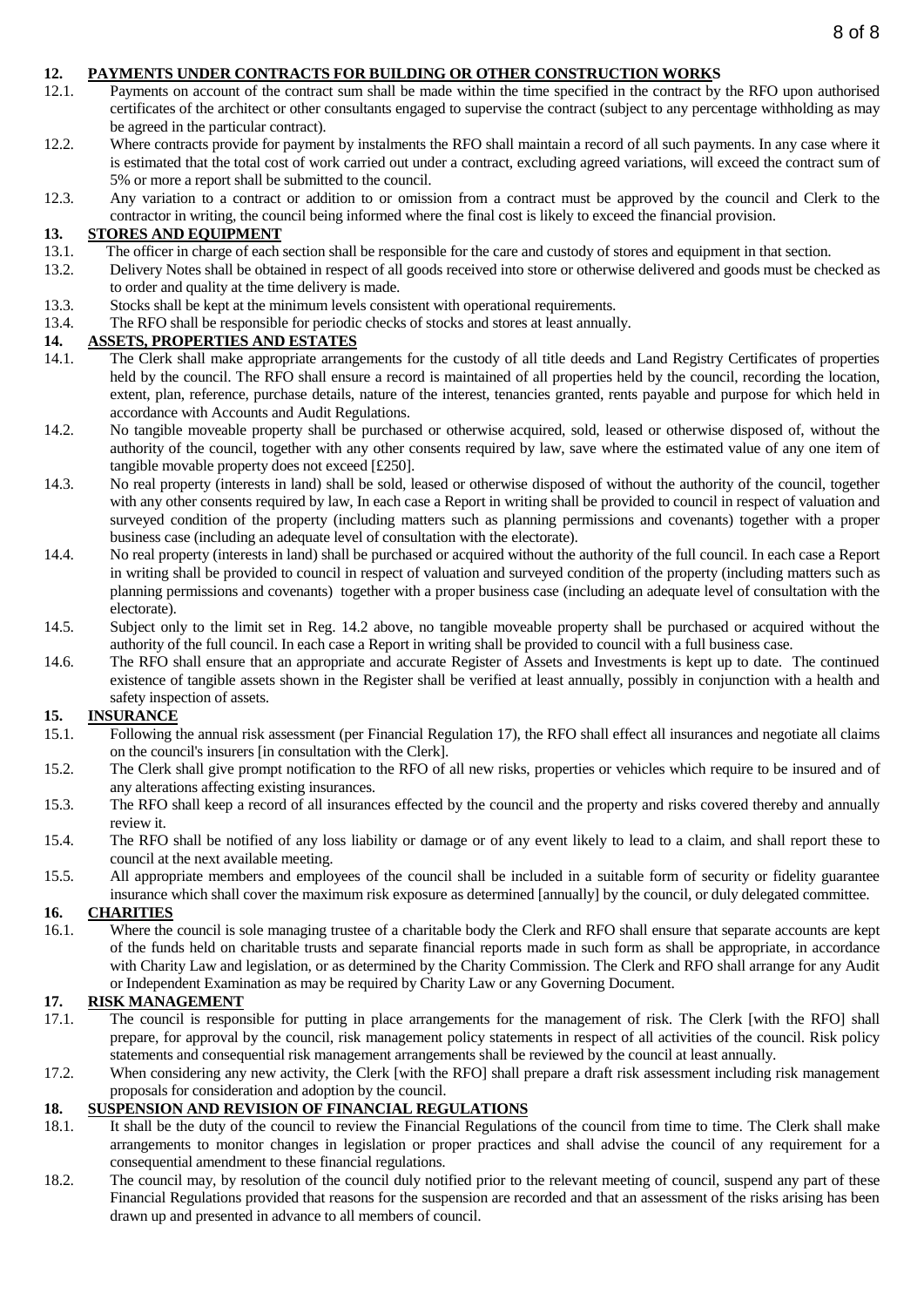## 12. PAYMENTS UNDER CONTRACTS FOR BUILDING OR OTHER CONSTRUCTION WORKS

12.1. Payments on account of the contract sum shall be made within the time specified in the contract by the RFO upon authorised certificates of the architect or other consultants engaged to supervise the contract (subject to any percentage withholding as may be agreed in the particular contract).

12.2. Where contracts provide for payment by instalments the RFO shall maintain a record of all such payments. In any case where it is estimated that the total cost of work carried out under a contract, excluding agreed variations, will exceed the contract sum of 5% or more a report shall be submitted to the council.

12.3. Any variation to a contract or addition to or omission from a contract must be approved by the council and Clerk to the contractor in writing, the council being informed where the final cost is likely to exceed the financial provision.

## 13. STORES AND EQUIPMENT

13.1. The officer in charge of each section shall be responsible for the care and custody of stores and equipment in that section.

13.2. Delivery Notes shall be obtained in respect of all goods received into store or otherwise delivered and goods must be checked as to order and quality at the time delivery is made.

13.3. Stocks shall be kept at the minimum levels consistent with operational requirements.

13.4. The RFO shall be responsible for periodic checks of stocks and stores at least annually.

## 14. ASSETS, PROPERTIES AND ESTATES

14.1. The Clerk shall make appropriate arrangements for the custody of all title deeds and Land Registry Certificates of properties held by the council. The RFO shall ensure a record is maintained of all properties held by the council, recording the location, extent, plan, reference, purchase details, nature of the interest, tenancies granted, rents payable and purpose for which held in accordance with Accounts and Audit Regulations.

14.2. No tangible moveable property shall be purchased or otherwise acquired, sold, leased or otherwise disposed of, without the authority of the council, together with any other consents required by law, save where the estimated value of any one item of tangible movable property does not exceed [£250].

14.3. No real property (interests in land) shall be sold, leased or otherwise disposed of without the authority of the council, together with any other consents required by law, In each case a Report in writing shall be provided to council in respect of valuation and surveyed condition of the property (including matters such as planning permissions and covenants) together with a proper business case (including an adequate level of consultation with the electorate).

14.4. No real property (interests in land) shall be purchased or acquired without the authority of the full council. In each case a Report in writing shall be provided to council in respect of valuation and surveyed condition of the property (including matters such as planning permissions and covenants) together with a proper business case (including an adequate level of consultation with the electorate).

14.5. Subject only to the limit set in Reg. 14.2 above, no tangible moveable property shall be purchased or acquired without the authority of the full council. In each case a Report in writing shall be provided to council with a full business case.

14.6. The RFO shall ensure that an appropriate and accurate Register of Assets and Investments is kept up to date. The continued existence of tangible assets shown in the Register shall be verified at least annually, possibly in conjunction with a health and safety inspection of assets.

## 15. INSURANCE

15.1. Following the annual risk assessment (per Financial Regulation 17), the RFO shall effect all insurances and negotiate all claims on the council's insurers [in consultation with the Clerk].

15.2. The Clerk shall give prompt notification to the RFO of all new risks, properties or vehicles which require to be insured and of any alterations affecting existing insurances.

15.3. The RFO shall keep a record of all insurances effected by the council and the property and risks covered thereby and annually review it.

15.4. The RFO shall be notified of any loss liability or damage or of any event likely to lead to a claim, and shall report these to council at the next available meeting.

15.5. All appropriate members and employees of the council shall be included in a suitable form of security or fidelity guarantee insurance which shall cover the maximum risk exposure as determined [annually] by the council, or duly delegated committee.

## 16. CHARITIES

16.1. Where the council is sole managing trustee of a charitable body the Clerk and RFO shall ensure that separate accounts are kept of the funds held on charitable trusts and separate financial reports made in such form as shall be appropriate, in accordance with Charity Law and legislation, or as determined by the Charity Commission. The Clerk and RFO shall arrange for any Audit or Independent Examination as may be required by Charity Law or any Governing Document.

## 17. RISK MANAGEMENT

17.1. The council is responsible for putting in place arrangements for the management of risk. The Clerk [with the RFO] shall prepare, for approval by the council, risk management policy statements in respect of all activities of the council. Risk policy statements and consequential risk management arrangements shall be reviewed by the council at least annually.

17.2. When considering any new activity, the Clerk [with the RFO] shall prepare a draft risk assessment including risk management proposals for consideration and adoption by the council.

## 18. SUSPENSION AND REVISION OF FINANCIAL REGULATIONS

18.1. It shall be the duty of the council to review the Financial Regulations of the council from time to time. The Clerk shall make arrangements to monitor changes in legislation or proper practices and shall advise the council of any requirement for a consequential amendment to these financial regulations.

18.2. The council may, by resolution of the council duly notified prior to the relevant meeting of council, suspend any part of these Financial Regulations provided that reasons for the suspension are recorded and that an assessment of the risks arising has been drawn up and presented in advance to all members of council.